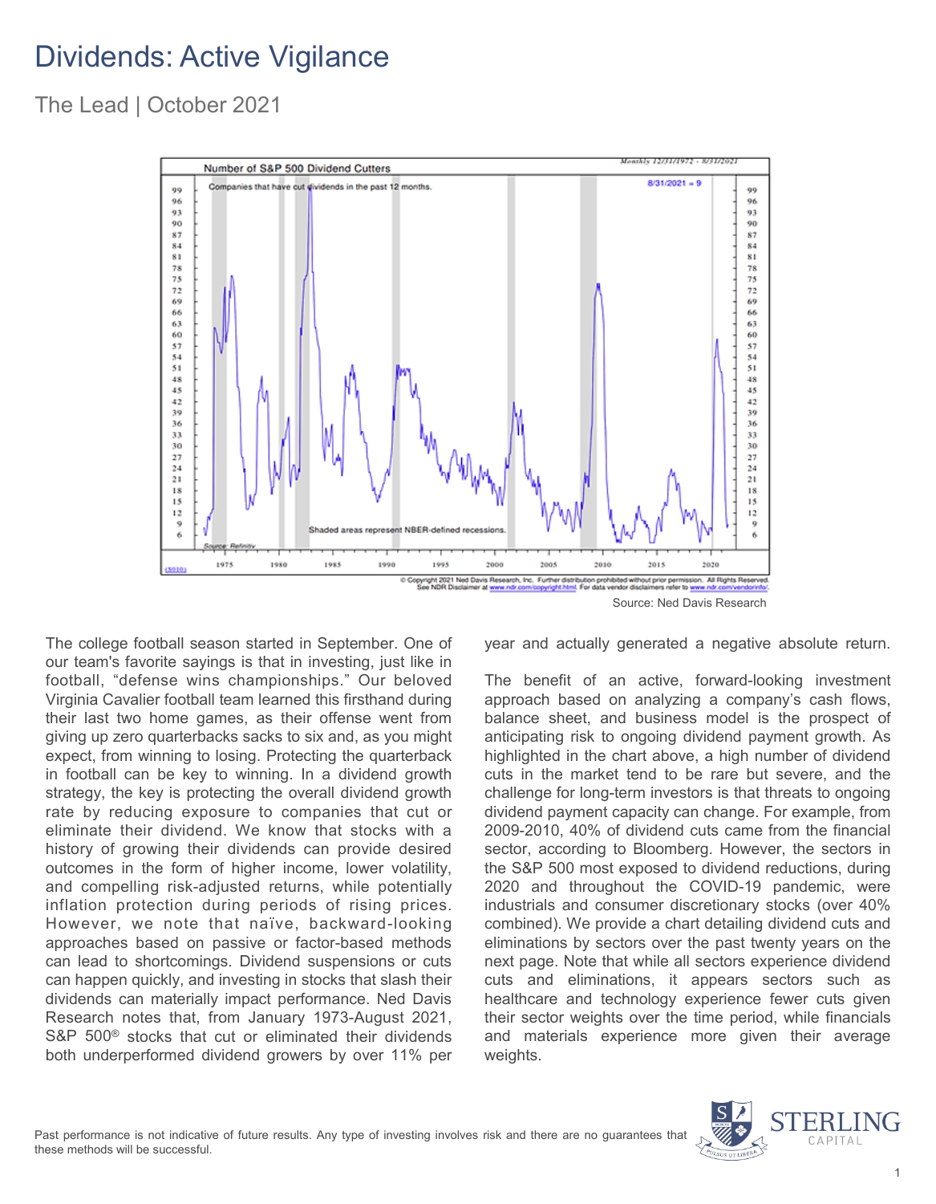# Dividends: Active Vigilance

## The Lead | October 2021

Source: Ned Davis Research

The college football season started in September. One of our team's favorite sayings is that in investing, just like in football, "defense wins championships." Our beloved Virginia Cavalier football team learned this firsthand during their last two home games, as their offense went from giving up zero quarterbacks sacks to six and, as you might expect, from winning to losing. Protecting the quarterback in football can be key to winning. In a dividend growth strategy, the key is protecting the overall dividend growth rate by reducing exposure to companies that cut or eliminate their dividend. We know that stocks with a history of growing their dividends can provide desired outcomes in the form of higher income, lower volatility, and compelling risk-adjusted returns, while potentially inflation protection during periods of rising prices. However, we note that naïve, backward-looking approaches based on passive or factor-based methods can lead to shortcomings. Dividend suspensions or cuts can happen quickly, and investing in stocks that slash their dividends can materially impact performance. Ned Davis Research notes that, from January 1973-August 2021, S&P 500® stocks that cut or eliminated their dividends both underperformed dividend growers by over 11% per year and actually generated a negative absolute return.

The benefit of an active, forward-looking investment approach based on analyzing a company's cash flows, balance sheet, and business model is the prospect of anticipating risk to ongoing dividend payment growth. As highlighted in the chart above, a high number of dividend cuts in the market tend to be rare but severe, and the challenge for long-term investors is that threats to ongoing dividend payment capacity can change. For example, from 2009-2010, 40% of dividend cuts came from the financial sector, according to Bloomberg. However, the sectors in the S&P 500 most exposed to dividend reductions, during 2020 and throughout the COVID-19 pandemic, were industrials and consumer discretionary stocks (over 40% combined). We provide a chart detailing dividend cuts and eliminations by sectors over the past twenty years on the next page. Note that while all sectors experience dividend cuts and eliminations, it appears sectors such as healthcare and technology experience fewer cuts given their sector weights over the time period, while financials and materials experience more given their average weights.

Past performance is not indicative of future results. Any type of investing involves risk and there are no guarantees that these methods will be successful.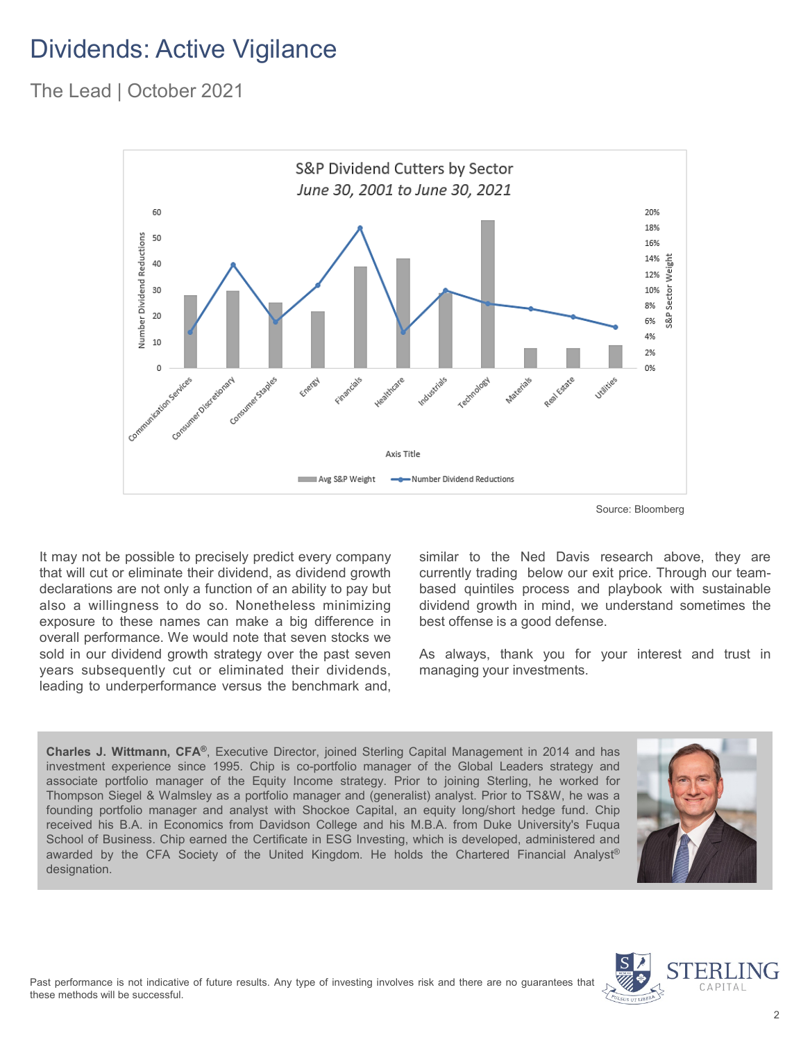# Dividends: Active Vigilance

The Lead | October 2021

S&P Dividend Cutters by Sector

*June 30, 2001 to June 30, 2021*

Source: Bloomberg

It may not be possible to precisely predict every company that will cut or eliminate their dividend, as dividend growth declarations are not only a function of an ability to pay but also a willingness to do so. Nonetheless minimizing exposure to these names can make a big difference in overall performance. We would note that seven stocks we sold in our dividend growth strategy over the past seven years subsequently cut or eliminated their dividends, leading to underperformance versus the benchmark and, similar to the Ned Davis research above, they are currently trading below our exit price. Through our team-based quintiles process and playbook with sustainable dividend growth in mind, we understand sometimes the best offense is a good defense.

As always, thank you for your interest and trust in managing your investments.

**Charles J. Wittmann, CFA®**, Executive Director, joined Sterling Capital Management in 2014 and has investment experience since 1995. Chip is co-portfolio manager of the Global Leaders strategy and associate portfolio manager of the Equity Income strategy. Prior to joining Sterling, he worked for Thompson Siegel & Walmsley as a portfolio manager and (generalist) analyst. Prior to TS&W, he was a founding portfolio manager and analyst with Shockoe Capital, an equity long/short hedge fund. Chip received his B.A. in Economics from Davidson College and his M.B.A. from Duke University's Fuqua School of Business. Chip earned the Certificate in ESG Investing, which is developed, administered and awarded by the CFA Society of the United Kingdom. He holds the Chartered Financial Analyst® designation.

Past performance is not indicative of future results. Any type of investing involves risk and there are no guarantees that these methods will be successful.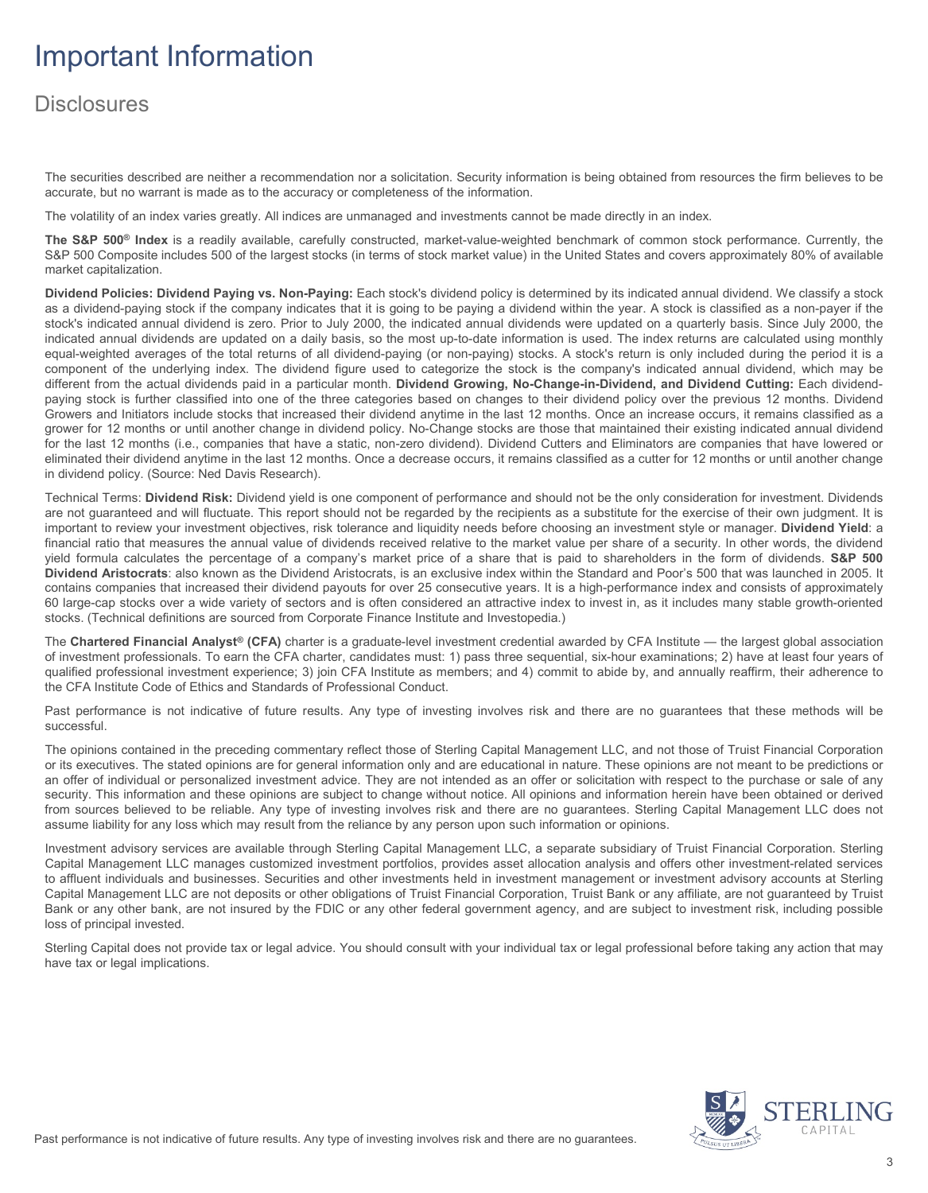# Important Information

## Disclosures

The securities described are neither a recommendation nor a solicitation. Security information is being obtained from resources the firm believes to be accurate, but no warrant is made as to the accuracy or completeness of the information.

The volatility of an index varies greatly. All indices are unmanaged and investments cannot be made directly in an index.

**The S&P 500® Index** is a readily available, carefully constructed, market-value-weighted benchmark of common stock performance. Currently, the S&P 500 Composite includes 500 of the largest stocks (in terms of stock market value) in the United States and covers approximately 80% of available market capitalization.

**Dividend Policies: Dividend Paying vs. Non-Paying:** Each stock's dividend policy is determined by its indicated annual dividend. We classify a stock as a dividend-paying stock if the company indicates that it is going to be paying a dividend within the year. A stock is classified as a non-payer if the stock's indicated annual dividend is zero. Prior to July 2000, the indicated annual dividends were updated on a quarterly basis. Since July 2000, the indicated annual dividends are updated on a daily basis, so the most up-to-date information is used. The index returns are calculated using monthly equal-weighted averages of the total returns of all dividend-paying (or non-paying) stocks. A stock's return is only included during the period it is a component of the underlying index. The dividend figure used to categorize the stock is the company's indicated annual dividend, which may be different from the actual dividends paid in a particular month. **Dividend Growing, No-Change-in-Dividend, and Dividend Cutting:** Each dividend-paying stock is further classified into one of the three categories based on changes to their dividend policy over the previous 12 months. Dividend Growers and Initiators include stocks that increased their dividend anytime in the last 12 months. Once an increase occurs, it remains classified as a grower for 12 months or until another change in dividend policy. No-Change stocks are those that maintained their existing indicated annual dividend for the last 12 months (i.e., companies that have a static, non-zero dividend). Dividend Cutters and Eliminators are companies that have lowered or eliminated their dividend anytime in the last 12 months. Once a decrease occurs, it remains classified as a cutter for 12 months or until another change in dividend policy. (Source: Ned Davis Research).

Technical Terms: **Dividend Risk:** Dividend yield is one component of performance and should not be the only consideration for investment. Dividends are not guaranteed and will fluctuate. This report should not be regarded by the recipients as a substitute for the exercise of their own judgment. It is important to review your investment objectives, risk tolerance and liquidity needs before choosing an investment style or manager. **Dividend Yield**: a financial ratio that measures the annual value of dividends received relative to the market value per share of a security. In other words, the dividend yield formula calculates the percentage of a company's market price of a share that is paid to shareholders in the form of dividends. **S&P 500 Dividend Aristocrats**: also known as the Dividend Aristocrats, is an exclusive index within the Standard and Poor's 500 that was launched in 2005. It contains companies that increased their dividend payouts for over 25 consecutive years. It is a high-performance index and consists of approximately 60 large-cap stocks over a wide variety of sectors and is often considered an attractive index to invest in, as it includes many stable growth-oriented stocks. (Technical definitions are sourced from Corporate Finance Institute and Investopedia.)

The **Chartered Financial Analyst® (CFA)** charter is a graduate-level investment credential awarded by CFA Institute — the largest global association of investment professionals. To earn the CFA charter, candidates must: 1) pass three sequential, six-hour examinations; 2) have at least four years of qualified professional investment experience; 3) join CFA Institute as members; and 4) commit to abide by, and annually reaffirm, their adherence to the CFA Institute Code of Ethics and Standards of Professional Conduct.

Past performance is not indicative of future results. Any type of investing involves risk and there are no guarantees that these methods will be successful.

The opinions contained in the preceding commentary reflect those of Sterling Capital Management LLC, and not those of Truist Financial Corporation or its executives. The stated opinions are for general information only and are educational in nature. These opinions are not meant to be predictions or an offer of individual or personalized investment advice. They are not intended as an offer or solicitation with respect to the purchase or sale of any security. This information and these opinions are subject to change without notice. All opinions and information herein have been obtained or derived from sources believed to be reliable. Any type of investing involves risk and there are no guarantees. Sterling Capital Management LLC does not assume liability for any loss which may result from the reliance by any person upon such information or opinions.

Investment advisory services are available through Sterling Capital Management LLC, a separate subsidiary of Truist Financial Corporation. Sterling Capital Management LLC manages customized investment portfolios, provides asset allocation analysis and offers other investment-related services to affluent individuals and businesses. Securities and other investments held in investment management or investment advisory accounts at Sterling Capital Management LLC are not deposits or other obligations of Truist Financial Corporation, Truist Bank or any affiliate, are not guaranteed by Truist Bank or any other bank, are not insured by the FDIC or any other federal government agency, and are subject to investment risk, including possible loss of principal invested.

Sterling Capital does not provide tax or legal advice. You should consult with your individual tax or legal professional before taking any action that may have tax or legal implications.

Past performance is not indicative of future results. Any type of investing involves risk and there are no guarantees.